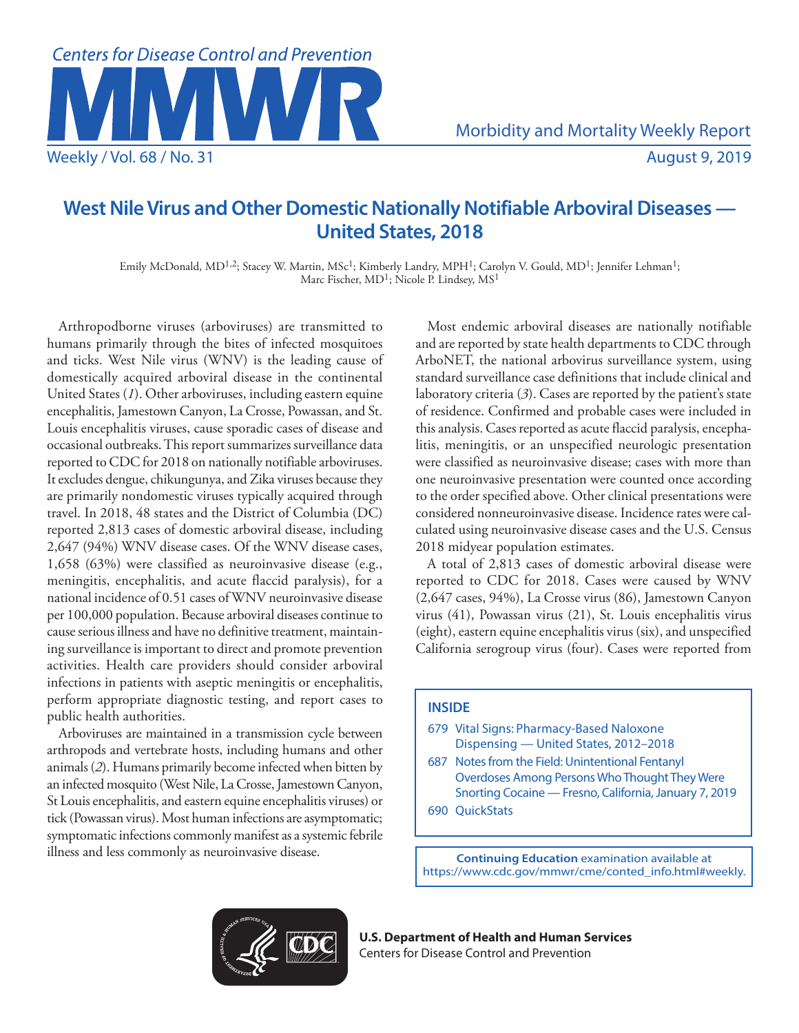# West Nile Virus and Other Domestic Nationally Notifiable Arboviral Diseases — United States, 2018

Emily McDonald, MD[1,2]; Stacey W. Martin, MSc[1]; Kimberly Landry, MPH[1]; Carolyn V. Gould, MD[1]; Jennifer Lehman[1]; Marc Fischer, MD[1]; Nicole P. Lindsey, MS[1]

Arthropodborne viruses (arboviruses) are transmitted to humans primarily through the bites of infected mosquitoes and ticks. West Nile virus (WNV) is the leading cause of domestically acquired arboviral disease in the continental United States (*1*). Other arboviruses, including eastern equine encephalitis, Jamestown Canyon, La Crosse, Powassan, and St. Louis encephalitis viruses, cause sporadic cases of disease and occasional outbreaks. This report summarizes surveillance data reported to CDC for 2018 on nationally notifiable arboviruses. It excludes dengue, chikungunya, and Zika viruses because they are primarily nondomestic viruses typically acquired through travel. In 2018, 48 states and the District of Columbia (DC) reported 2,813 cases of domestic arboviral disease, including 2,647 (94%) WNV disease cases. Of the WNV disease cases, 1,658 (63%) were classified as neuroinvasive disease (e.g., meningitis, encephalitis, and acute flaccid paralysis), for a national incidence of 0.51 cases of WNV neuroinvasive disease per 100,000 population. Because arboviral diseases continue to cause serious illness and have no definitive treatment, maintaining surveillance is important to direct and promote prevention activities. Health care providers should consider arboviral infections in patients with aseptic meningitis or encephalitis, perform appropriate diagnostic testing, and report cases to public health authorities.

Arboviruses are maintained in a transmission cycle between arthropods and vertebrate hosts, including humans and other animals (*2*). Humans primarily become infected when bitten by an infected mosquito (West Nile, La Crosse, Jamestown Canyon, St Louis encephalitis, and eastern equine encephalitis viruses) or tick (Powassan virus). Most human infections are asymptomatic; symptomatic infections commonly manifest as a systemic febrile illness and less commonly as neuroinvasive disease.

Most endemic arboviral diseases are nationally notifiable and are reported by state health departments to CDC through ArboNET, the national arbovirus surveillance system, using standard surveillance case definitions that include clinical and laboratory criteria (*3*). Cases are reported by the patient's state of residence. Confirmed and probable cases were included in this analysis. Cases reported as acute flaccid paralysis, encephalitis, meningitis, or an unspecified neurologic presentation were classified as neuroinvasive disease; cases with more than one neuroinvasive presentation were counted once according to the order specified above. Other clinical presentations were considered nonneuroinvasive disease. Incidence rates were calculated using neuroinvasive disease cases and the U.S. Census 2018 midyear population estimates.

A total of 2,813 cases of domestic arboviral disease were reported to CDC for 2018. Cases were caused by WNV (2,647 cases, 94%), La Crosse virus (86), Jamestown Canyon virus (41), Powassan virus (21), St. Louis encephalitis virus (eight), eastern equine encephalitis virus (six), and unspecified California serogroup virus (four). Cases were reported from

**INSIDE**

- 679 Vital Signs: Pharmacy-Based Naloxone Dispensing — United States, 2012–2018
- 687 Notes from the Field: Unintentional Fentanyl Overdoses Among Persons Who Thought They Were Snorting Cocaine — Fresno, California, January 7, 2019
- 690 QuickStats

**Continuing Education** examination available at https://www.cdc.gov/mmwr/cme/conted_info.html#weekly.

**U.S. Department of Health and Human Services**
Centers for Disease Control and Prevention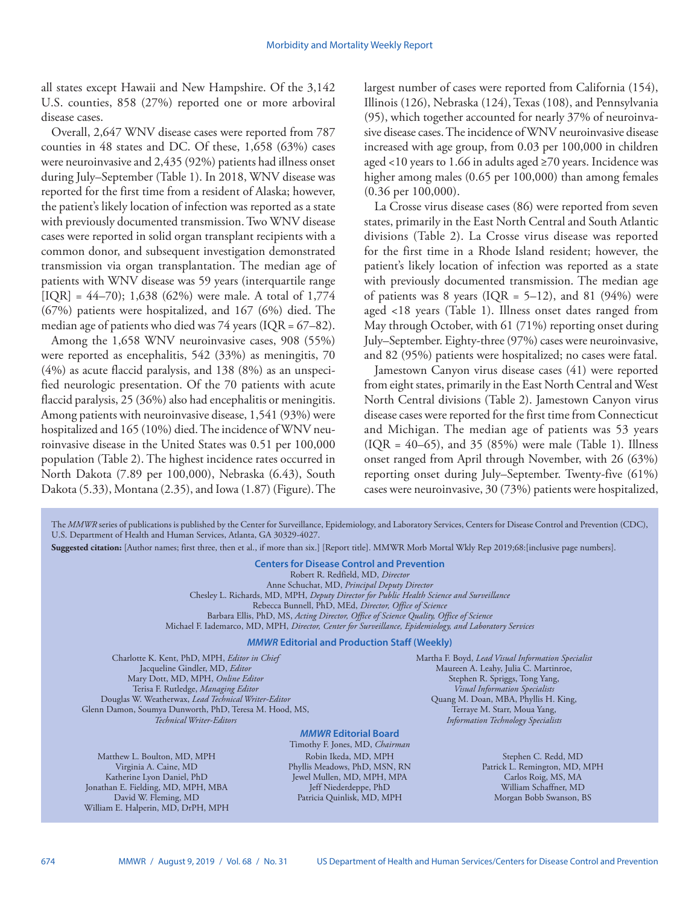all states except Hawaii and New Hampshire. Of the 3,142 U.S. counties, 858 (27%) reported one or more arboviral disease cases.

Overall, 2,647 WNV disease cases were reported from 787 counties in 48 states and DC. Of these, 1,658 (63%) cases were neuroinvasive and 2,435 (92%) patients had illness onset during July–September (Table 1). In 2018, WNV disease was reported for the first time from a resident of Alaska; however, the patient's likely location of infection was reported as a state with previously documented transmission. Two WNV disease cases were reported in solid organ transplant recipients with a common donor, and subsequent investigation demonstrated transmission via organ transplantation. The median age of patients with WNV disease was 59 years (interquartile range [IQR] = 44–70); 1,638 (62%) were male. A total of 1,774 (67%) patients were hospitalized, and 167 (6%) died. The median age of patients who died was 74 years (IQR = 67–82).

Among the 1,658 WNV neuroinvasive cases, 908 (55%) were reported as encephalitis, 542 (33%) as meningitis, 70 (4%) as acute flaccid paralysis, and 138 (8%) as an unspecified neurologic presentation. Of the 70 patients with acute flaccid paralysis, 25 (36%) also had encephalitis or meningitis. Among patients with neuroinvasive disease, 1,541 (93%) were hospitalized and 165 (10%) died. The incidence of WNV neuroinvasive disease in the United States was 0.51 per 100,000 population (Table 2). The highest incidence rates occurred in North Dakota (7.89 per 100,000), Nebraska (6.43), South Dakota (5.33), Montana (2.35), and Iowa (1.87) (Figure). The largest number of cases were reported from California (154), Illinois (126), Nebraska (124), Texas (108), and Pennsylvania (95), which together accounted for nearly 37% of neuroinvasive disease cases. The incidence of WNV neuroinvasive disease increased with age group, from 0.03 per 100,000 in children aged <10 years to 1.66 in adults aged ≥70 years. Incidence was higher among males (0.65 per 100,000) than among females (0.36 per 100,000).

La Crosse virus disease cases (86) were reported from seven states, primarily in the East North Central and South Atlantic divisions (Table 2). La Crosse virus disease was reported for the first time in a Rhode Island resident; however, the patient's likely location of infection was reported as a state with previously documented transmission. The median age of patients was 8 years (IQR = 5–12), and 81 (94%) were aged <18 years (Table 1). Illness onset dates ranged from May through October, with 61 (71%) reporting onset during July–September. Eighty-three (97%) cases were neuroinvasive, and 82 (95%) patients were hospitalized; no cases were fatal.

Jamestown Canyon virus disease cases (41) were reported from eight states, primarily in the East North Central and West North Central divisions (Table 2). Jamestown Canyon virus disease cases were reported for the first time from Connecticut and Michigan. The median age of patients was 53 years (IQR = 40–65), and 35 (85%) were male (Table 1). Illness onset ranged from April through November, with 26 (63%) reporting onset during July–September. Twenty-five (61%) cases were neuroinvasive, 30 (73%) patients were hospitalized,

---

The *MMWR* series of publications is published by the Center for Surveillance, Epidemiology, and Laboratory Services, Centers for Disease Control and Prevention (CDC), U.S. Department of Health and Human Services, Atlanta, GA 30329-4027.

**Suggested citation:** [Author names; first three, then et al., if more than six.] [Report title]. MMWR Morb Mortal Wkly Rep 2019;68:[inclusive page numbers].

**Centers for Disease Control and Prevention**

Robert R. Redfield, MD, *Director*
Anne Schuchat, MD, *Principal Deputy Director*
Chesley L. Richards, MD, MPH, *Deputy Director for Public Health Science and Surveillance*
Rebecca Bunnell, PhD, MEd, *Director, Office of Science*
Barbara Ellis, PhD, MS, *Acting Director, Office of Science Quality, Office of Science*
Michael F. Iademarco, MD, MPH, *Director, Center for Surveillance, Epidemiology, and Laboratory Services*

***MMWR* Editorial and Production Staff (Weekly)**

Charlotte K. Kent, PhD, MPH, *Editor in Chief*
Jacqueline Gindler, MD, *Editor*
Mary Dott, MD, MPH, *Online Editor*
Terisa F. Rutledge, *Managing Editor*
Douglas W. Weatherwax, *Lead Technical Writer-Editor*
Glenn Damon, Soumya Dunworth, PhD, Teresa M. Hood, MS, *Technical Writer-Editors*

Martha F. Boyd, *Lead Visual Information Specialist*
Maureen A. Leahy, Julia C. Martinroe, Stephen R. Spriggs, Tong Yang, *Visual Information Specialists*
Quang M. Doan, MBA, Phyllis H. King, Terraye M. Starr, Moua Yang, *Information Technology Specialists*

***MMWR* Editorial Board**

Timothy F. Jones, MD, *Chairman*

Matthew L. Boulton, MD, MPH
Virginia A. Caine, MD
Katherine Lyon Daniel, PhD
Jonathan E. Fielding, MD, MPH, MBA
David W. Fleming, MD
William E. Halperin, MD, DrPH, MPH
Robin Ikeda, MD, MPH
Phyllis Meadows, PhD, MSN, RN
Jewel Mullen, MD, MPH, MPA
Jeff Niederdeppe, PhD
Patricia Quinlisk, MD, MPH
Stephen C. Redd, MD
Patrick L. Remington, MD, MPH
Carlos Roig, MS, MA
William Schaffner, MD
Morgan Bobb Swanson, BS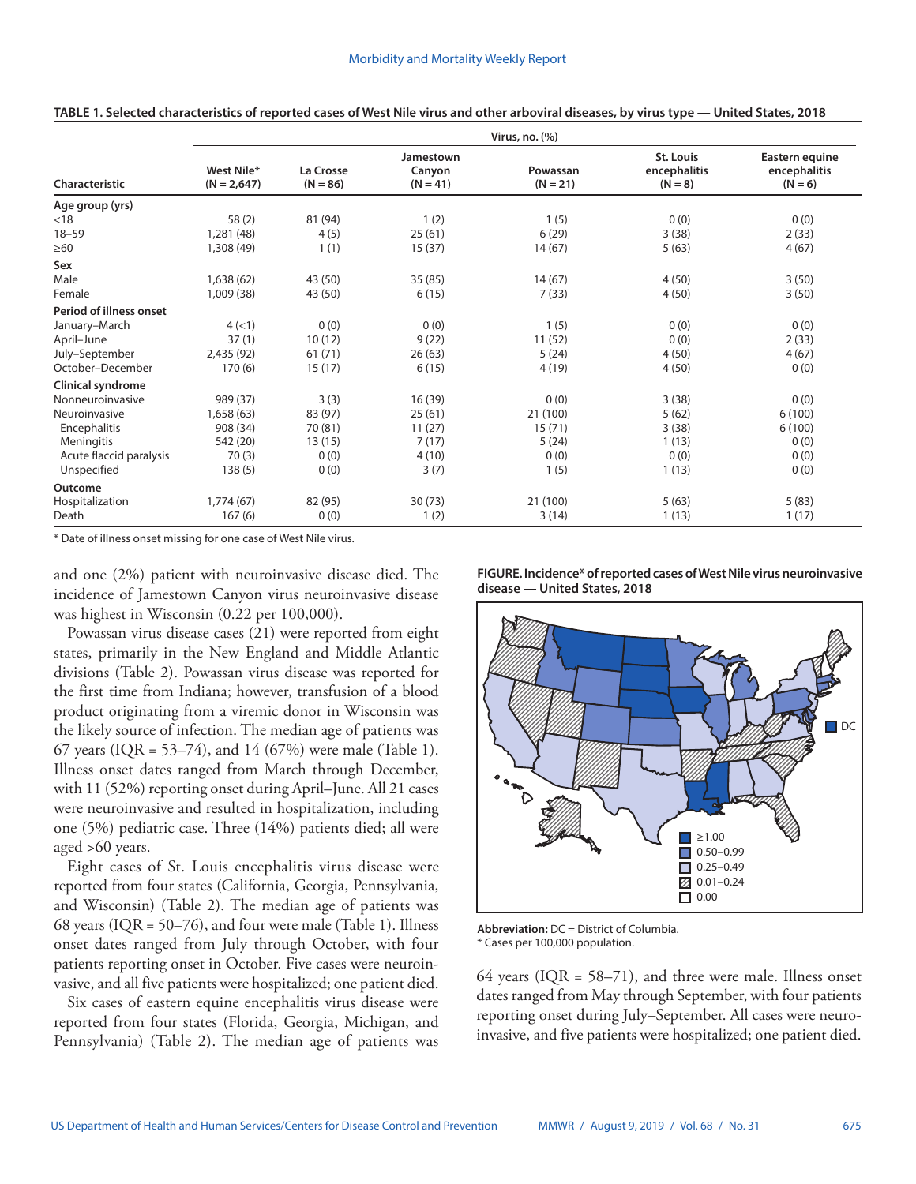**TABLE 1. Selected characteristics of reported cases of West Nile virus and other arboviral diseases, by virus type — United States, 2018**

| Characteristic | Virus, no. (%) | | | | | |
|---|---|---|---|---|---|---|
| | West Nile* (N = 2,647) | La Crosse (N = 86) | Jamestown Canyon (N = 41) | Powassan (N = 21) | St. Louis encephalitis (N = 8) | Eastern equine encephalitis (N = 6) |
| **Age group (yrs)** | | | | | | |
| <18 | 58 (2) | 81 (94) | 1 (2) | 1 (5) | 0 (0) | 0 (0) |
| 18–59 | 1,281 (48) | 4 (5) | 25 (61) | 6 (29) | 3 (38) | 2 (33) |
| ≥60 | 1,308 (49) | 1 (1) | 15 (37) | 14 (67) | 5 (63) | 4 (67) |
| **Sex** | | | | | | |
| Male | 1,638 (62) | 43 (50) | 35 (85) | 14 (67) | 4 (50) | 3 (50) |
| Female | 1,009 (38) | 43 (50) | 6 (15) | 7 (33) | 4 (50) | 3 (50) |
| **Period of illness onset** | | | | | | |
| January–March | 4 (<1) | 0 (0) | 0 (0) | 1 (5) | 0 (0) | 0 (0) |
| April–June | 37 (1) | 10 (12) | 9 (22) | 11 (52) | 0 (0) | 2 (33) |
| July–September | 2,435 (92) | 61 (71) | 26 (63) | 5 (24) | 4 (50) | 4 (67) |
| October–December | 170 (6) | 15 (17) | 6 (15) | 4 (19) | 4 (50) | 0 (0) |
| **Clinical syndrome** | | | | | | |
| Nonneuroinvasive | 989 (37) | 3 (3) | 16 (39) | 0 (0) | 3 (38) | 0 (0) |
| Neuroinvasive | 1,658 (63) | 83 (97) | 25 (61) | 21 (100) | 5 (62) | 6 (100) |
| Encephalitis | 908 (34) | 70 (81) | 11 (27) | 15 (71) | 3 (38) | 6 (100) |
| Meningitis | 542 (20) | 13 (15) | 7 (17) | 5 (24) | 1 (13) | 0 (0) |
| Acute flaccid paralysis | 70 (3) | 0 (0) | 4 (10) | 0 (0) | 0 (0) | 0 (0) |
| Unspecified | 138 (5) | 0 (0) | 3 (7) | 1 (5) | 1 (13) | 0 (0) |
| **Outcome** | | | | | | |
| Hospitalization | 1,774 (67) | 82 (95) | 30 (73) | 21 (100) | 5 (63) | 5 (83) |
| Death | 167 (6) | 0 (0) | 1 (2) | 3 (14) | 1 (13) | 1 (17) |

\* Date of illness onset missing for one case of West Nile virus.

and one (2%) patient with neuroinvasive disease died. The incidence of Jamestown Canyon virus neuroinvasive disease was highest in Wisconsin (0.22 per 100,000).

Powassan virus disease cases (21) were reported from eight states, primarily in the New England and Middle Atlantic divisions (Table 2). Powassan virus disease was reported for the first time from Indiana; however, transfusion of a blood product originating from a viremic donor in Wisconsin was the likely source of infection. The median age of patients was 67 years (IQR = 53–74), and 14 (67%) were male (Table 1). Illness onset dates ranged from March through December, with 11 (52%) reporting onset during April–June. All 21 cases were neuroinvasive and resulted in hospitalization, including one (5%) pediatric case. Three (14%) patients died; all were aged >60 years.

Eight cases of St. Louis encephalitis virus disease were reported from four states (California, Georgia, Pennsylvania, and Wisconsin) (Table 2). The median age of patients was 68 years (IQR = 50–76), and four were male (Table 1). Illness onset dates ranged from July through October, with four patients reporting onset in October. Five cases were neuroinvasive, and all five patients were hospitalized; one patient died.

Six cases of eastern equine encephalitis virus disease were reported from four states (Florida, Georgia, Michigan, and Pennsylvania) (Table 2). The median age of patients was 64 years (IQR = 58–71), and three were male. Illness onset dates ranged from May through September, with four patients reporting onset during July–September. All cases were neuroinvasive, and five patients were hospitalized; one patient died.

**FIGURE. Incidence* of reported cases of West Nile virus neuroinvasive disease — United States, 2018**

DC

≥1.00
0.50–0.99
0.25–0.49
0.01–0.24
0.00

**Abbreviation:** DC = District of Columbia.
\* Cases per 100,000 population.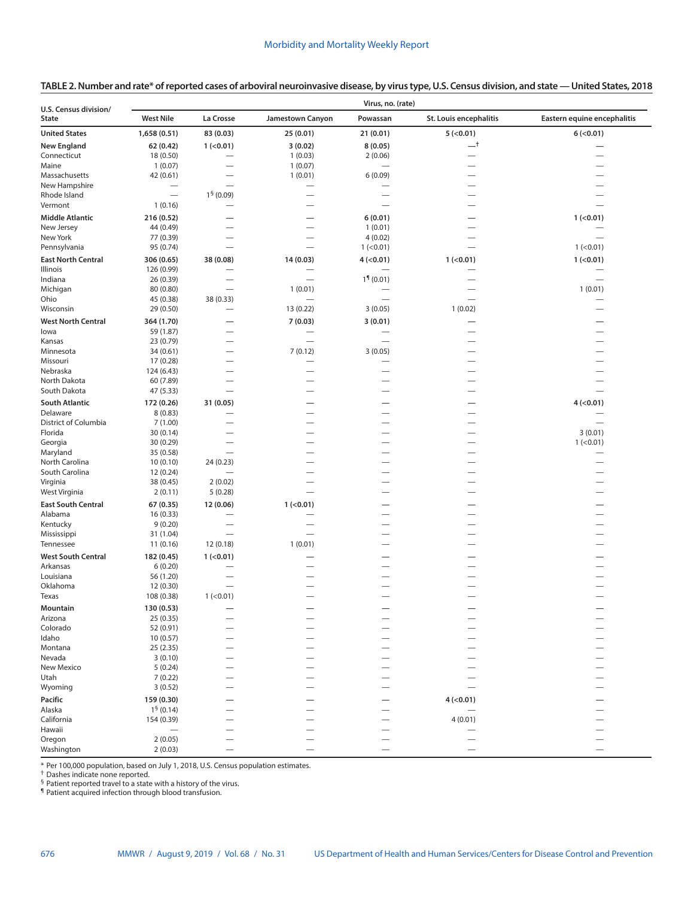**TABLE 2. Number and rate* of reported cases of arboviral neuroinvasive disease, by virus type, U.S. Census division, and state — United States, 2018**

| U.S. Census division/ State | Virus, no. (rate) | | | | | |
|---|---|---|---|---|---|---|
| | West Nile | La Crosse | Jamestown Canyon | Powassan | St. Louis encephalitis | Eastern equine encephalitis |
| **United States** | **1,658 (0.51)** | **83 (0.03)** | **25 (0.01)** | **21 (0.01)** | **5 (<0.01)** | **6 (<0.01)** |
| **New England** | **62 (0.42)** | **1 (<0.01)** | **3 (0.02)** | **8 (0.05)** | **—**[†] | **—** |
| Connecticut | 18 (0.50) | — | 1 (0.03) | 2 (0.06) | — | — |
| Maine | 1 (0.07) | — | 1 (0.07) | — | — | — |
| Massachusetts | 42 (0.61) | — | 1 (0.01) | 6 (0.09) | — | — |
| New Hampshire | — | — | — | — | — | — |
| Rhode Island | — | 1[§] (0.09) | — | — | — | — |
| Vermont | 1 (0.16) | — | — | — | — | — |
| **Middle Atlantic** | **216 (0.52)** | **—** | **—** | **6 (0.01)** | **—** | **1 (<0.01)** |
| New Jersey | 44 (0.49) | — | — | 1 (0.01) | — | — |
| New York | 77 (0.39) | — | — | 4 (0.02) | — | — |
| Pennsylvania | 95 (0.74) | — | — | 1 (<0.01) | — | 1 (<0.01) |
| **East North Central** | **306 (0.65)** | **38 (0.08)** | **14 (0.03)** | **4 (<0.01)** | **1 (<0.01)** | **1 (<0.01)** |
| Illinois | 126 (0.99) | — | — | — | — | — |
| Indiana | 26 (0.39) | — | — | 1[¶] (0.01) | — | — |
| Michigan | 80 (0.80) | — | 1 (0.01) | — | — | 1 (0.01) |
| Ohio | 45 (0.38) | 38 (0.33) | — | — | — | — |
| Wisconsin | 29 (0.50) | — | 13 (0.22) | 3 (0.05) | 1 (0.02) | — |
| **West North Central** | **364 (1.70)** | **—** | **7 (0.03)** | **3 (0.01)** | **—** | **—** |
| Iowa | 59 (1.87) | — | — | — | — | — |
| Kansas | 23 (0.79) | — | — | — | — | — |
| Minnesota | 34 (0.61) | — | 7 (0.12) | 3 (0.05) | — | — |
| Missouri | 17 (0.28) | — | — | — | — | — |
| Nebraska | 124 (6.43) | — | — | — | — | — |
| North Dakota | 60 (7.89) | — | — | — | — | — |
| South Dakota | 47 (5.33) | — | — | — | — | — |
| **South Atlantic** | **172 (0.26)** | **31 (0.05)** | **—** | **—** | **—** | **4 (<0.01)** |
| Delaware | 8 (0.83) | — | — | — | — | — |
| District of Columbia | 7 (1.00) | — | — | — | — | — |
| Florida | 30 (0.14) | — | — | — | — | 3 (0.01) |
| Georgia | 30 (0.29) | — | — | — | — | 1 (<0.01) |
| Maryland | 35 (0.58) | — | — | — | — | — |
| North Carolina | 10 (0.10) | 24 (0.23) | — | — | — | — |
| South Carolina | 12 (0.24) | — | — | — | — | — |
| Virginia | 38 (0.45) | 2 (0.02) | — | — | — | — |
| West Virginia | 2 (0.11) | 5 (0.28) | — | — | — | — |
| **East South Central** | **67 (0.35)** | **12 (0.06)** | **1 (<0.01)** | **—** | **—** | **—** |
| Alabama | 16 (0.33) | — | — | — | — | — |
| Kentucky | 9 (0.20) | — | — | — | — | — |
| Mississippi | 31 (1.04) | — | — | — | — | — |
| Tennessee | 11 (0.16) | 12 (0.18) | 1 (0.01) | — | — | — |
| **West South Central** | **182 (0.45)** | **1 (<0.01)** | **—** | **—** | **—** | **—** |
| Arkansas | 6 (0.20) | — | — | — | — | — |
| Louisiana | 56 (1.20) | — | — | — | — | — |
| Oklahoma | 12 (0.30) | — | — | — | — | — |
| Texas | 108 (0.38) | 1 (<0.01) | — | — | — | — |
| **Mountain** | **130 (0.53)** | **—** | **—** | **—** | **—** | **—** |
| Arizona | 25 (0.35) | — | — | — | — | — |
| Colorado | 52 (0.91) | — | — | — | — | — |
| Idaho | 10 (0.57) | — | — | — | — | — |
| Montana | 25 (2.35) | — | — | — | — | — |
| Nevada | 3 (0.10) | — | — | — | — | — |
| New Mexico | 5 (0.24) | — | — | — | — | — |
| Utah | 7 (0.22) | — | — | — | — | — |
| Wyoming | 3 (0.52) | — | — | — | — | — |
| **Pacific** | **159 (0.30)** | **—** | **—** | **—** | **4 (<0.01)** | **—** |
| Alaska | 1[§] (0.14) | — | — | — | — | — |
| California | 154 (0.39) | — | — | — | 4 (0.01) | — |
| Hawaii | — | — | — | — | — | — |
| Oregon | 2 (0.05) | — | — | — | — | — |
| Washington | 2 (0.03) | — | — | — | — | — |

\* Per 100,000 population, based on July 1, 2018, U.S. Census population estimates.
[†] Dashes indicate none reported.
[§] Patient reported travel to a state with a history of the virus.
[¶] Patient acquired infection through blood transfusion.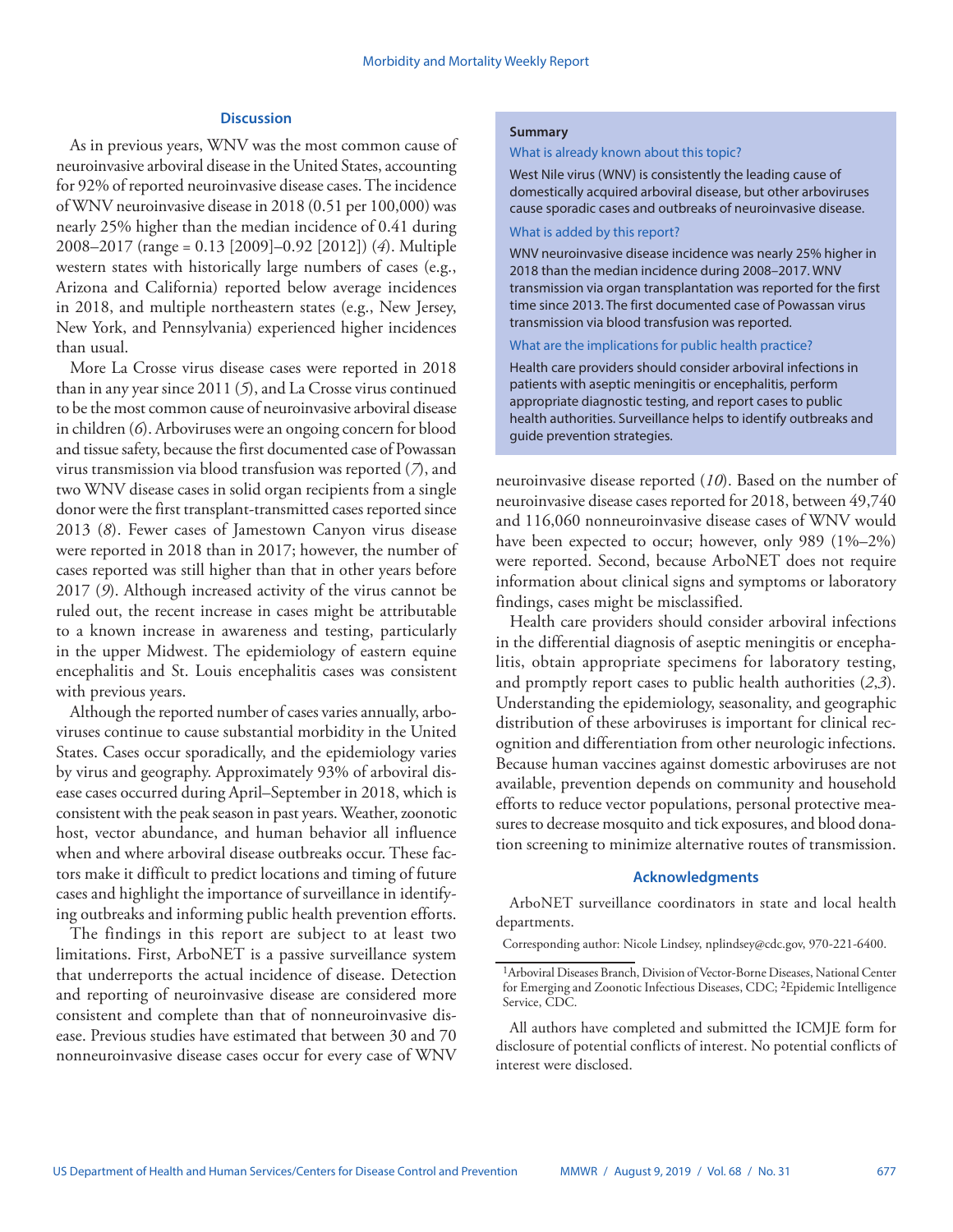## Discussion

As in previous years, WNV was the most common cause of neuroinvasive arboviral disease in the United States, accounting for 92% of reported neuroinvasive disease cases. The incidence of WNV neuroinvasive disease in 2018 (0.51 per 100,000) was nearly 25% higher than the median incidence of 0.41 during 2008–2017 (range = 0.13 [2009]–0.92 [2012]) (*4*). Multiple western states with historically large numbers of cases (e.g., Arizona and California) reported below average incidences in 2018, and multiple northeastern states (e.g., New Jersey, New York, and Pennsylvania) experienced higher incidences than usual.

More La Crosse virus disease cases were reported in 2018 than in any year since 2011 (*5*), and La Crosse virus continued to be the most common cause of neuroinvasive arboviral disease in children (*6*). Arboviruses were an ongoing concern for blood and tissue safety, because the first documented case of Powassan virus transmission via blood transfusion was reported (*7*), and two WNV disease cases in solid organ recipients from a single donor were the first transplant-transmitted cases reported since 2013 (*8*). Fewer cases of Jamestown Canyon virus disease were reported in 2018 than in 2017; however, the number of cases reported was still higher than that in other years before 2017 (*9*). Although increased activity of the virus cannot be ruled out, the recent increase in cases might be attributable to a known increase in awareness and testing, particularly in the upper Midwest. The epidemiology of eastern equine encephalitis and St. Louis encephalitis cases was consistent with previous years.

Although the reported number of cases varies annually, arboviruses continue to cause substantial morbidity in the United States. Cases occur sporadically, and the epidemiology varies by virus and geography. Approximately 93% of arboviral disease cases occurred during April–September in 2018, which is consistent with the peak season in past years. Weather, zoonotic host, vector abundance, and human behavior all influence when and where arboviral disease outbreaks occur. These factors make it difficult to predict locations and timing of future cases and highlight the importance of surveillance in identifying outbreaks and informing public health prevention efforts.

The findings in this report are subject to at least two limitations. First, ArboNET is a passive surveillance system that underreports the actual incidence of disease. Detection and reporting of neuroinvasive disease are considered more consistent and complete than that of nonneuroinvasive disease. Previous studies have estimated that between 30 and 70 nonneuroinvasive disease cases occur for every case of WNV neuroinvasive disease reported (*10*). Based on the number of neuroinvasive disease cases reported for 2018, between 49,740 and 116,060 nonneuroinvasive disease cases of WNV would have been expected to occur; however, only 989 (1%–2%) were reported. Second, because ArboNET does not require information about clinical signs and symptoms or laboratory findings, cases might be misclassified.

Health care providers should consider arboviral infections in the differential diagnosis of aseptic meningitis or encephalitis, obtain appropriate specimens for laboratory testing, and promptly report cases to public health authorities (*2*,*3*). Understanding the epidemiology, seasonality, and geographic distribution of these arboviruses is important for clinical recognition and differentiation from other neurologic infections. Because human vaccines against domestic arboviruses are not available, prevention depends on community and household efforts to reduce vector populations, personal protective measures to decrease mosquito and tick exposures, and blood donation screening to minimize alternative routes of transmission.

**Summary**

What is already known about this topic?

West Nile virus (WNV) is consistently the leading cause of domestically acquired arboviral disease, but other arboviruses cause sporadic cases and outbreaks of neuroinvasive disease.

What is added by this report?

WNV neuroinvasive disease incidence was nearly 25% higher in 2018 than the median incidence during 2008–2017. WNV transmission via organ transplantation was reported for the first time since 2013. The first documented case of Powassan virus transmission via blood transfusion was reported.

What are the implications for public health practice?

Health care providers should consider arboviral infections in patients with aseptic meningitis or encephalitis, perform appropriate diagnostic testing, and report cases to public health authorities. Surveillance helps to identify outbreaks and guide prevention strategies.

## Acknowledgments

ArboNET surveillance coordinators in state and local health departments.

Corresponding author: Nicole Lindsey, nplindsey@cdc.gov, 970-221-6400.

[1]Arboviral Diseases Branch, Division of Vector-Borne Diseases, National Center for Emerging and Zoonotic Infectious Diseases, CDC; [2]Epidemic Intelligence Service, CDC.

All authors have completed and submitted the ICMJE form for disclosure of potential conflicts of interest. No potential conflicts of interest were disclosed.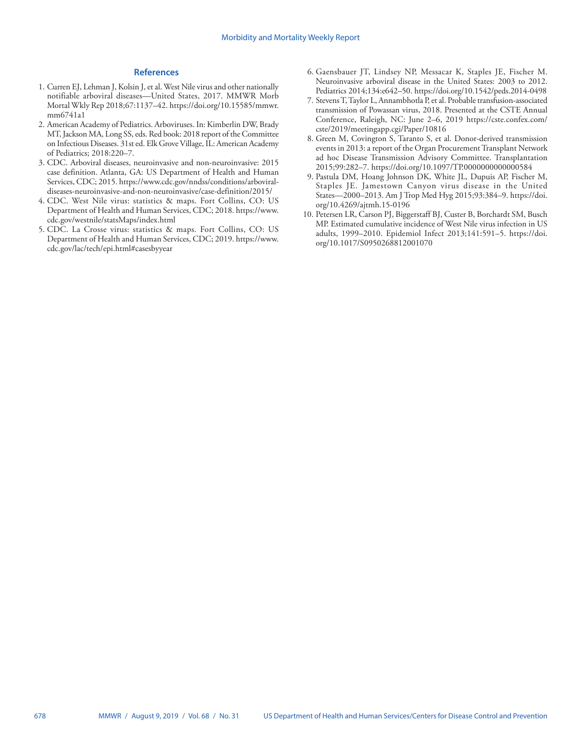## References

1. Curren EJ, Lehman J, Kolsin J, et al. West Nile virus and other nationally notifiable arboviral diseases—United States, 2017. MMWR Morb Mortal Wkly Rep 2018;67:1137–42. https://doi.org/10.15585/mmwr.mm6741a1
2. American Academy of Pediatrics. Arboviruses. In: Kimberlin DW, Brady MT, Jackson MA, Long SS, eds. Red book: 2018 report of the Committee on Infectious Diseases. 31st ed. Elk Grove Village, IL: American Academy of Pediatrics; 2018:220–7.
3. CDC. Arboviral diseases, neuroinvasive and non-neuroinvasive: 2015 case definition. Atlanta, GA: US Department of Health and Human Services, CDC; 2015. https://www.cdc.gov/nndss/conditions/arboviral-diseases-neuroinvasive-and-non-neuroinvasive/case-definition/2015/
4. CDC. West Nile virus: statistics & maps. Fort Collins, CO: US Department of Health and Human Services, CDC; 2018. https://www.cdc.gov/westnile/statsMaps/index.html
5. CDC. La Crosse virus: statistics & maps. Fort Collins, CO: US Department of Health and Human Services, CDC; 2019. https://www.cdc.gov/lac/tech/epi.html#casesbyyear
6. Gaensbauer JT, Lindsey NP, Messacar K, Staples JE, Fischer M. Neuroinvasive arboviral disease in the United States: 2003 to 2012. Pediatrics 2014;134:e642–50. https://doi.org/10.1542/peds.2014-0498
7. Stevens T, Taylor L, Annambhotla P, et al. Probable transfusion-associated transmission of Powassan virus, 2018. Presented at the CSTE Annual Conference, Raleigh, NC: June 2–6, 2019 https://cste.confex.com/cste/2019/meetingapp.cgi/Paper/10816
8. Green M, Covington S, Taranto S, et al. Donor-derived transmission events in 2013: a report of the Organ Procurement Transplant Network ad hoc Disease Transmission Advisory Committee. Transplantation 2015;99:282–7. https://doi.org/10.1097/TP.0000000000000584
9. Pastula DM, Hoang Johnson DK, White JL, Dupuis AP, Fischer M, Staples JE. Jamestown Canyon virus disease in the United States—2000–2013. Am J Trop Med Hyg 2015;93:384–9. https://doi.org/10.4269/ajtmh.15-0196
10. Petersen LR, Carson PJ, Biggerstaff BJ, Custer B, Borchardt SM, Busch MP. Estimated cumulative incidence of West Nile virus infection in US adults, 1999–2010. Epidemiol Infect 2013;141:591–5. https://doi.org/10.1017/S0950268812001070